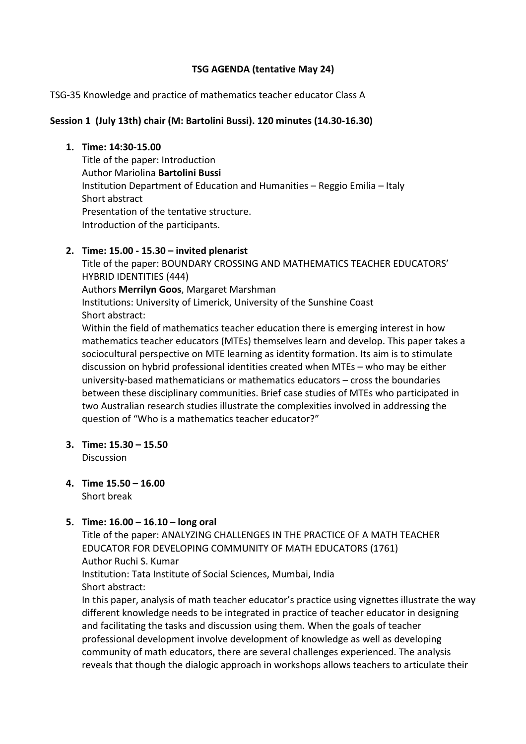**TSG AGENDA (tentative May 24)**

TSG-35 Knowledge and practice of mathematics teacher educator Class A

**Session 1 (July 13th) chair (M: Bartolini Bussi). 120 minutes (14.30-16.30)**

1. **Time: 14:30-15.00**
   Title of the paper: Introduction
   Author Mariolina **Bartolini Bussi**
   Institution Department of Education and Humanities – Reggio Emilia – Italy
   Short abstract
   Presentation of the tentative structure.
   Introduction of the participants.

2. **Time: 15.00 - 15.30 – invited plenarist**
   Title of the paper: BOUNDARY CROSSING AND MATHEMATICS TEACHER EDUCATORS' HYBRID IDENTITIES (444)
   Authors **Merrilyn Goos**, Margaret Marshman
   Institutions: University of Limerick, University of the Sunshine Coast
   Short abstract:
   Within the field of mathematics teacher education there is emerging interest in how mathematics teacher educators (MTEs) themselves learn and develop. This paper takes a sociocultural perspective on MTE learning as identity formation. Its aim is to stimulate discussion on hybrid professional identities created when MTEs – who may be either university-based mathematicians or mathematics educators – cross the boundaries between these disciplinary communities. Brief case studies of MTEs who participated in two Australian research studies illustrate the complexities involved in addressing the question of "Who is a mathematics teacher educator?"

3. **Time: 15.30 – 15.50**
   Discussion

4. **Time 15.50 – 16.00**
   Short break

5. **Time: 16.00 – 16.10 – long oral**
   Title of the paper: ANALYZING CHALLENGES IN THE PRACTICE OF A MATH TEACHER EDUCATOR FOR DEVELOPING COMMUNITY OF MATH EDUCATORS (1761)
   Author Ruchi S. Kumar
   Institution: Tata Institute of Social Sciences, Mumbai, India
   Short abstract:
   In this paper, analysis of math teacher educator's practice using vignettes illustrate the way different knowledge needs to be integrated in practice of teacher educator in designing and facilitating the tasks and discussion using them. When the goals of teacher professional development involve development of knowledge as well as developing community of math educators, there are several challenges experienced. The analysis reveals that though the dialogic approach in workshops allows teachers to articulate their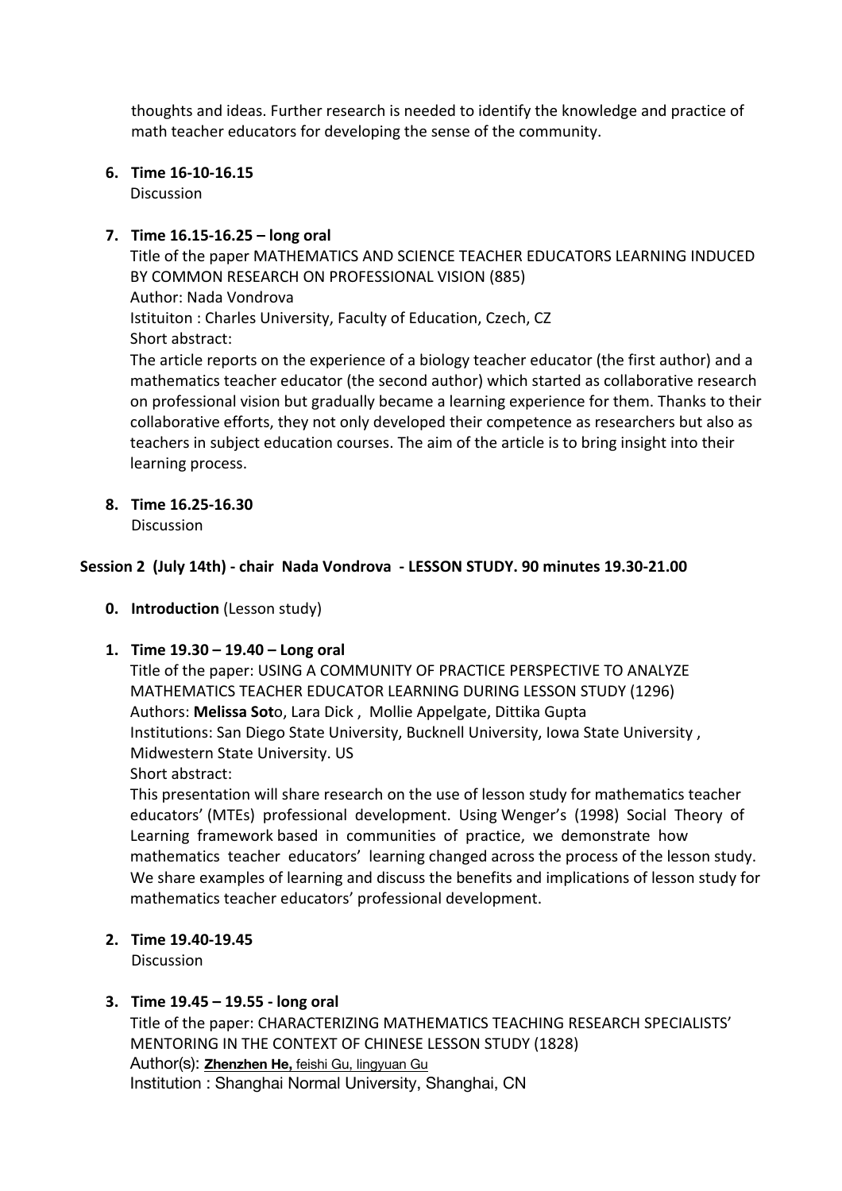thoughts and ideas. Further research is needed to identify the knowledge and practice of math teacher educators for developing the sense of the community.

6. **Time 16-10-16.15**
   Discussion

7. **Time 16.15-16.25 – long oral**
   Title of the paper MATHEMATICS AND SCIENCE TEACHER EDUCATORS LEARNING INDUCED BY COMMON RESEARCH ON PROFESSIONAL VISION (885)
   Author: Nada Vondrova
   Istituiton : Charles University, Faculty of Education, Czech, CZ
   Short abstract:
   The article reports on the experience of a biology teacher educator (the first author) and a mathematics teacher educator (the second author) which started as collaborative research on professional vision but gradually became a learning experience for them. Thanks to their collaborative efforts, they not only developed their competence as researchers but also as teachers in subject education courses. The aim of the article is to bring insight into their learning process.

8. **Time 16.25-16.30**
   Discussion

**Session 2 (July 14th) - chair Nada Vondrova - LESSON STUDY. 90 minutes 19.30-21.00**

0. **Introduction** (Lesson study)

1. **Time 19.30 – 19.40 – Long oral**
   Title of the paper: USING A COMMUNITY OF PRACTICE PERSPECTIVE TO ANALYZE MATHEMATICS TEACHER EDUCATOR LEARNING DURING LESSON STUDY (1296)
   Authors: **Melissa Sot**o, Lara Dick , Mollie Appelgate, Dittika Gupta
   Institutions: San Diego State University, Bucknell University, Iowa State University , Midwestern State University. US
   Short abstract:
   This presentation will share research on the use of lesson study for mathematics teacher educators' (MTEs) professional development. Using Wenger's (1998) Social Theory of Learning framework based in communities of practice, we demonstrate how mathematics teacher educators' learning changed across the process of the lesson study. We share examples of learning and discuss the benefits and implications of lesson study for mathematics teacher educators' professional development.

2. **Time 19.40-19.45**
   Discussion

3. **Time 19.45 – 19.55 - long oral**
   Title of the paper: CHARACTERIZING MATHEMATICS TEACHING RESEARCH SPECIALISTS' MENTORING IN THE CONTEXT OF CHINESE LESSON STUDY (1828)
   Author(s): **Zhenzhen He,** feishi Gu, lingyuan Gu
   Institution : Shanghai Normal University, Shanghai, CN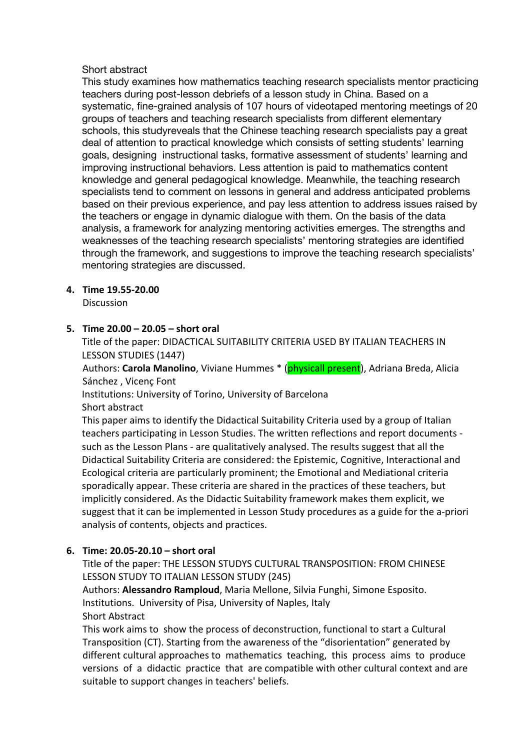Short abstract

This study examines how mathematics teaching research specialists mentor practicing teachers during post-lesson debriefs of a lesson study in China. Based on a systematic, fine-grained analysis of 107 hours of videotaped mentoring meetings of 20 groups of teachers and teaching research specialists from different elementary schools, this studyreveals that the Chinese teaching research specialists pay a great deal of attention to practical knowledge which consists of setting students' learning goals, designing instructional tasks, formative assessment of students' learning and improving instructional behaviors. Less attention is paid to mathematics content knowledge and general pedagogical knowledge. Meanwhile, the teaching research specialists tend to comment on lessons in general and address anticipated problems based on their previous experience, and pay less attention to address issues raised by the teachers or engage in dynamic dialogue with them. On the basis of the data analysis, a framework for analyzing mentoring activities emerges. The strengths and weaknesses of the teaching research specialists' mentoring strategies are identified through the framework, and suggestions to improve the teaching research specialists' mentoring strategies are discussed.

4. **Time 19.55-20.00**

   Discussion

5. **Time 20.00 – 20.05 – short oral**

   Title of the paper: DIDACTICAL SUITABILITY CRITERIA USED BY ITALIAN TEACHERS IN LESSON STUDIES (1447)

   Authors: **Carola Manolino**, Viviane Hummes * (physicall present), Adriana Breda, Alicia Sánchez , Vicenç Font

   Institutions: University of Torino, University of Barcelona

   Short abstract

   This paper aims to identify the Didactical Suitability Criteria used by a group of Italian teachers participating in Lesson Studies. The written reflections and report documents - such as the Lesson Plans - are qualitatively analysed. The results suggest that all the Didactical Suitability Criteria are considered: the Epistemic, Cognitive, Interactional and Ecological criteria are particularly prominent; the Emotional and Mediational criteria sporadically appear. These criteria are shared in the practices of these teachers, but implicitly considered. As the Didactic Suitability framework makes them explicit, we suggest that it can be implemented in Lesson Study procedures as a guide for the a-priori analysis of contents, objects and practices.

6. **Time: 20.05-20.10 – short oral**

   Title of the paper: THE LESSON STUDYS CULTURAL TRANSPOSITION: FROM CHINESE LESSON STUDY TO ITALIAN LESSON STUDY (245)

   Authors: **Alessandro Ramploud**, Maria Mellone, Silvia Funghi, Simone Esposito.

   Institutions. University of Pisa, University of Naples, Italy

   Short Abstract

   This work aims to show the process of deconstruction, functional to start a Cultural Transposition (CT). Starting from the awareness of the "disorientation" generated by different cultural approaches to mathematics teaching, this process aims to produce versions of a didactic practice that are compatible with other cultural context and are suitable to support changes in teachers' beliefs.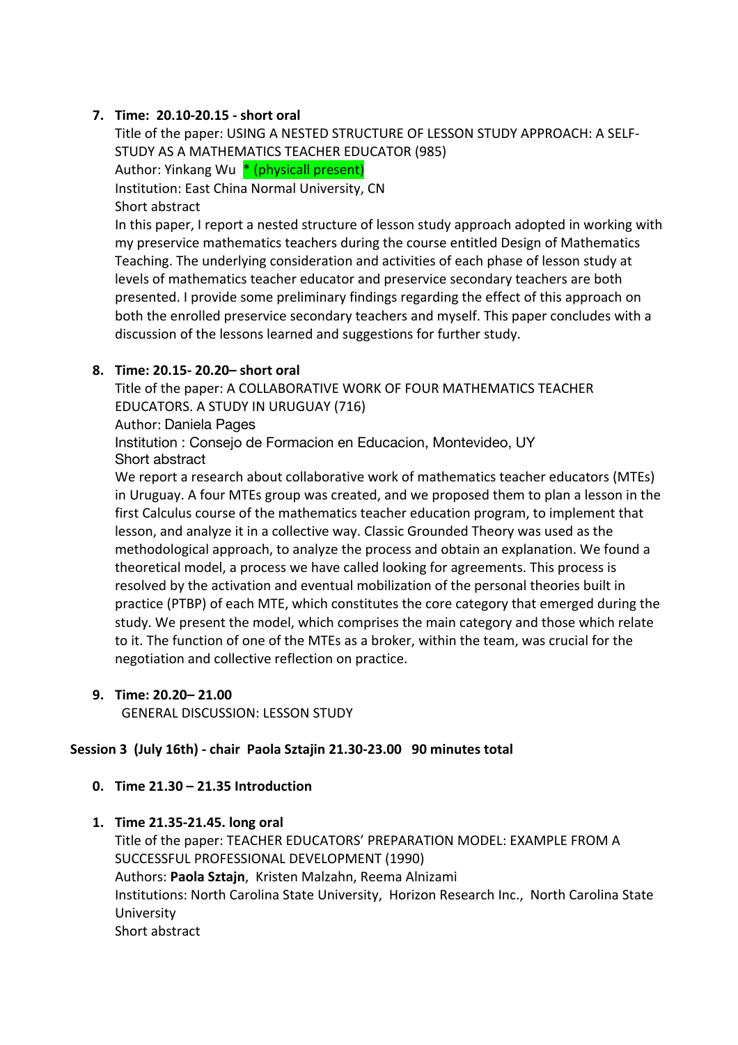7. **Time: 20.10-20.15 - short oral**
   Title of the paper: USING A NESTED STRUCTURE OF LESSON STUDY APPROACH: A SELF-STUDY AS A MATHEMATICS TEACHER EDUCATOR (985)
   Author: Yinkang Wu * (physicall present)
   Institution: East China Normal University, CN
   Short abstract
   In this paper, I report a nested structure of lesson study approach adopted in working with my preservice mathematics teachers during the course entitled Design of Mathematics Teaching. The underlying consideration and activities of each phase of lesson study at levels of mathematics teacher educator and preservice secondary teachers are both presented. I provide some preliminary findings regarding the effect of this approach on both the enrolled preservice secondary teachers and myself. This paper concludes with a discussion of the lessons learned and suggestions for further study.

8. **Time: 20.15- 20.20– short oral**
   Title of the paper: A COLLABORATIVE WORK OF FOUR MATHEMATICS TEACHER EDUCATORS. A STUDY IN URUGUAY (716)
   Author: Daniela Pages
   Institution : Consejo de Formacion en Educacion, Montevideo, UY
   Short abstract
   We report a research about collaborative work of mathematics teacher educators (MTEs) in Uruguay. A four MTEs group was created, and we proposed them to plan a lesson in the first Calculus course of the mathematics teacher education program, to implement that lesson, and analyze it in a collective way. Classic Grounded Theory was used as the methodological approach, to analyze the process and obtain an explanation. We found a theoretical model, a process we have called looking for agreements. This process is resolved by the activation and eventual mobilization of the personal theories built in practice (PTBP) of each MTE, which constitutes the core category that emerged during the study. We present the model, which comprises the main category and those which relate to it. The function of one of the MTEs as a broker, within the team, was crucial for the negotiation and collective reflection on practice.

9. **Time: 20.20– 21.00**
   GENERAL DISCUSSION: LESSON STUDY

**Session 3 (July 16th) - chair Paola Sztajin 21.30-23.00 90 minutes total**

0. **Time 21.30 – 21.35 Introduction**

1. **Time 21.35-21.45. long oral**
   Title of the paper: TEACHER EDUCATORS' PREPARATION MODEL: EXAMPLE FROM A SUCCESSFUL PROFESSIONAL DEVELOPMENT (1990)
   Authors: **Paola Sztajn**, Kristen Malzahn, Reema Alnizami
   Institutions: North Carolina State University, Horizon Research Inc., North Carolina State University
   Short abstract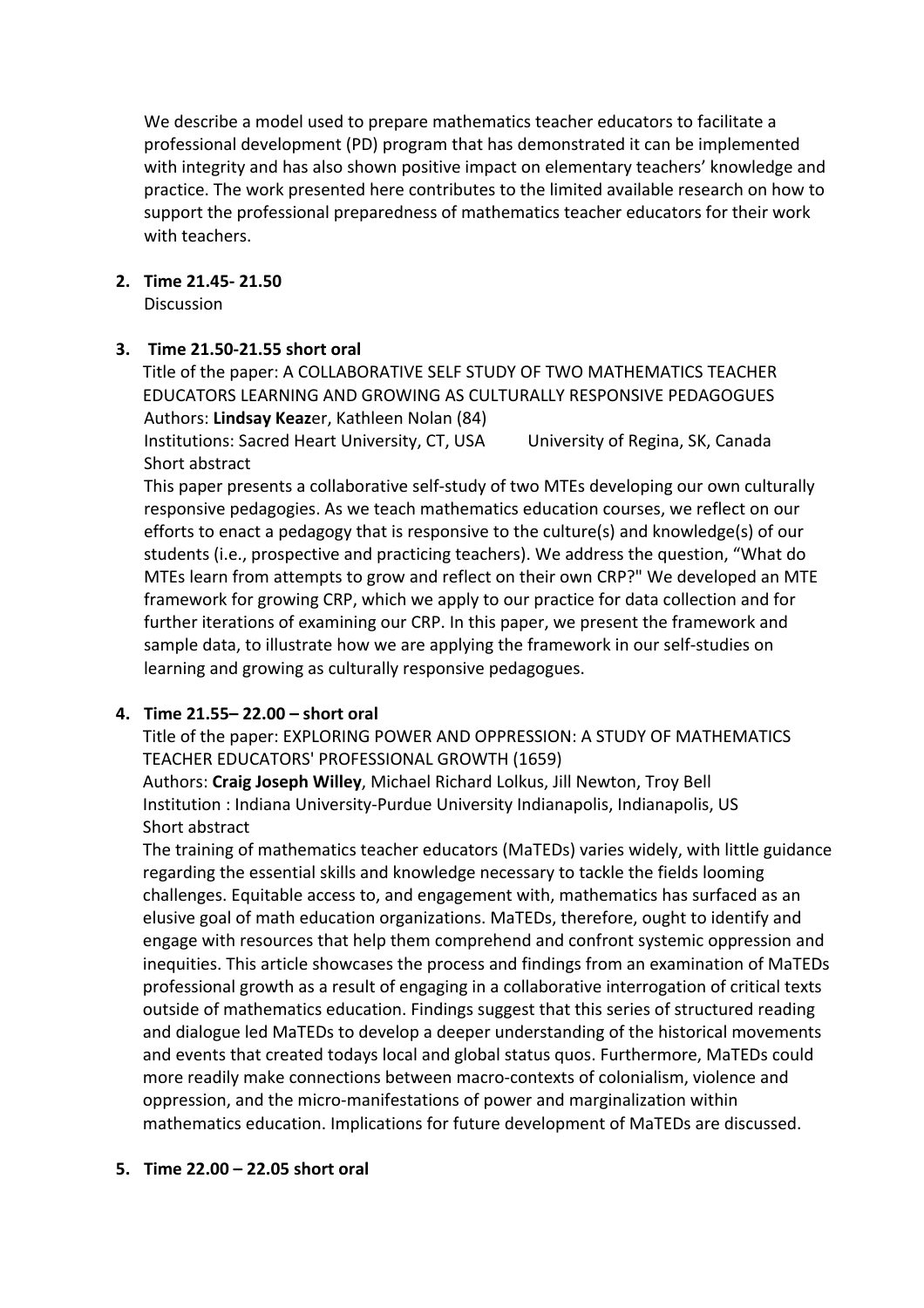We describe a model used to prepare mathematics teacher educators to facilitate a professional development (PD) program that has demonstrated it can be implemented with integrity and has also shown positive impact on elementary teachers' knowledge and practice. The work presented here contributes to the limited available research on how to support the professional preparedness of mathematics teacher educators for their work with teachers.

2. **Time 21.45- 21.50**
   Discussion

3. **Time 21.50-21.55 short oral**
   Title of the paper: A COLLABORATIVE SELF STUDY OF TWO MATHEMATICS TEACHER EDUCATORS LEARNING AND GROWING AS CULTURALLY RESPONSIVE PEDAGOGUES
   Authors: **Lindsay Keaz**er, Kathleen Nolan (84)
   Institutions: Sacred Heart University, CT, USA     University of Regina, SK, Canada
   Short abstract
   This paper presents a collaborative self-study of two MTEs developing our own culturally responsive pedagogies. As we teach mathematics education courses, we reflect on our efforts to enact a pedagogy that is responsive to the culture(s) and knowledge(s) of our students (i.e., prospective and practicing teachers). We address the question, "What do MTEs learn from attempts to grow and reflect on their own CRP?" We developed an MTE framework for growing CRP, which we apply to our practice for data collection and for further iterations of examining our CRP. In this paper, we present the framework and sample data, to illustrate how we are applying the framework in our self-studies on learning and growing as culturally responsive pedagogues.

4. **Time 21.55– 22.00 – short oral**
   Title of the paper: EXPLORING POWER AND OPPRESSION: A STUDY OF MATHEMATICS TEACHER EDUCATORS' PROFESSIONAL GROWTH (1659)
   Authors: **Craig Joseph Willey**, Michael Richard Lolkus, Jill Newton, Troy Bell
   Institution : Indiana University-Purdue University Indianapolis, Indianapolis, US
   Short abstract
   The training of mathematics teacher educators (MaTEDs) varies widely, with little guidance regarding the essential skills and knowledge necessary to tackle the fields looming challenges. Equitable access to, and engagement with, mathematics has surfaced as an elusive goal of math education organizations. MaTEDs, therefore, ought to identify and engage with resources that help them comprehend and confront systemic oppression and inequities. This article showcases the process and findings from an examination of MaTEDs professional growth as a result of engaging in a collaborative interrogation of critical texts outside of mathematics education. Findings suggest that this series of structured reading and dialogue led MaTEDs to develop a deeper understanding of the historical movements and events that created todays local and global status quos. Furthermore, MaTEDs could more readily make connections between macro-contexts of colonialism, violence and oppression, and the micro-manifestations of power and marginalization within mathematics education. Implications for future development of MaTEDs are discussed.

5. **Time 22.00 – 22.05 short oral**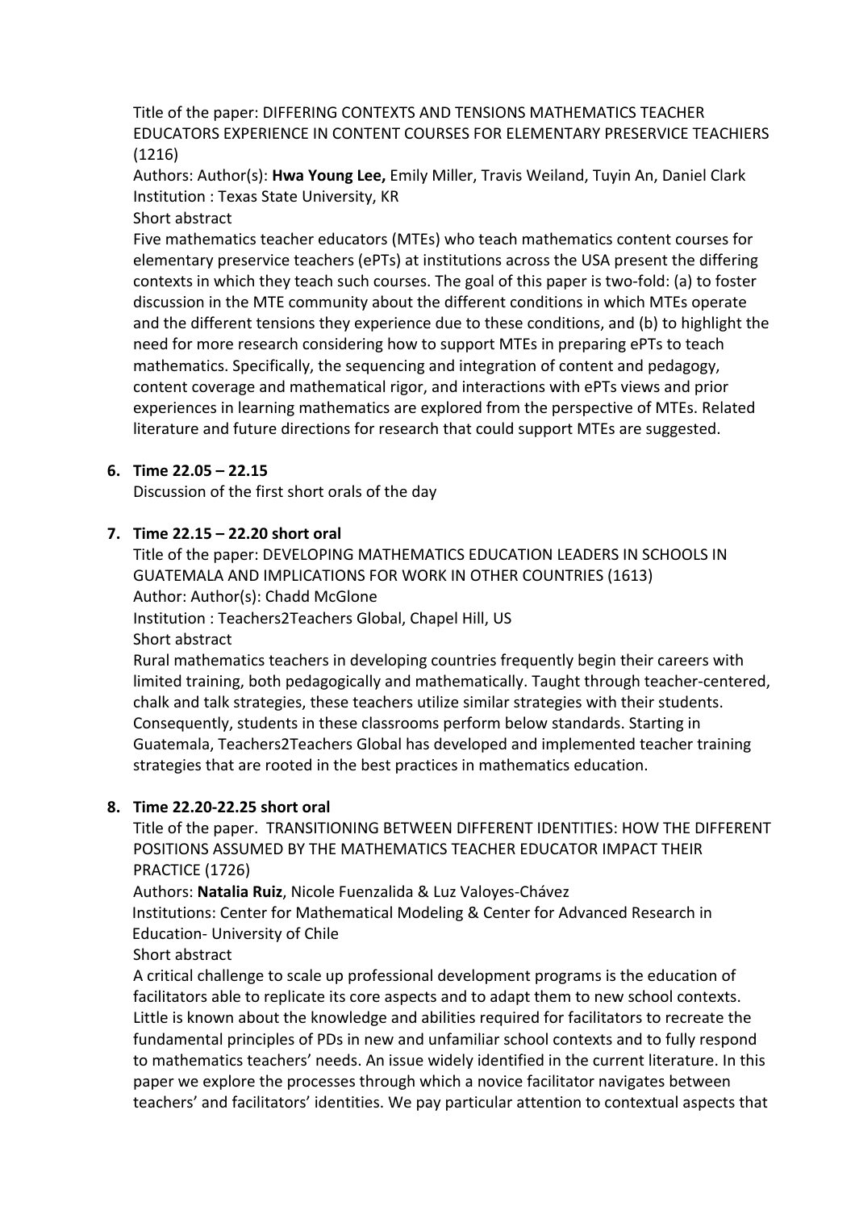Title of the paper: DIFFERING CONTEXTS AND TENSIONS MATHEMATICS TEACHER EDUCATORS EXPERIENCE IN CONTENT COURSES FOR ELEMENTARY PRESERVICE TEACHIERS (1216)

Authors: Author(s): **Hwa Young Lee,** Emily Miller, Travis Weiland, Tuyin An, Daniel Clark

Institution : Texas State University, KR

Short abstract

Five mathematics teacher educators (MTEs) who teach mathematics content courses for elementary preservice teachers (ePTs) at institutions across the USA present the differing contexts in which they teach such courses. The goal of this paper is two-fold: (a) to foster discussion in the MTE community about the different conditions in which MTEs operate and the different tensions they experience due to these conditions, and (b) to highlight the need for more research considering how to support MTEs in preparing ePTs to teach mathematics. Specifically, the sequencing and integration of content and pedagogy, content coverage and mathematical rigor, and interactions with ePTs views and prior experiences in learning mathematics are explored from the perspective of MTEs. Related literature and future directions for research that could support MTEs are suggested.

6. **Time 22.05 – 22.15**

   Discussion of the first short orals of the day

7. **Time 22.15 – 22.20 short oral**

   Title of the paper: DEVELOPING MATHEMATICS EDUCATION LEADERS IN SCHOOLS IN GUATEMALA AND IMPLICATIONS FOR WORK IN OTHER COUNTRIES (1613)

   Author: Author(s): Chadd McGlone

   Institution : Teachers2Teachers Global, Chapel Hill, US

   Short abstract

   Rural mathematics teachers in developing countries frequently begin their careers with limited training, both pedagogically and mathematically. Taught through teacher-centered, chalk and talk strategies, these teachers utilize similar strategies with their students. Consequently, students in these classrooms perform below standards. Starting in Guatemala, Teachers2Teachers Global has developed and implemented teacher training strategies that are rooted in the best practices in mathematics education.

8. **Time 22.20-22.25 short oral**

   Title of the paper. TRANSITIONING BETWEEN DIFFERENT IDENTITIES: HOW THE DIFFERENT POSITIONS ASSUMED BY THE MATHEMATICS TEACHER EDUCATOR IMPACT THEIR PRACTICE (1726)

   Authors: **Natalia Ruiz**, Nicole Fuenzalida & Luz Valoyes-Chávez

   Institutions: Center for Mathematical Modeling & Center for Advanced Research in Education- University of Chile

   Short abstract

   A critical challenge to scale up professional development programs is the education of facilitators able to replicate its core aspects and to adapt them to new school contexts. Little is known about the knowledge and abilities required for facilitators to recreate the fundamental principles of PDs in new and unfamiliar school contexts and to fully respond to mathematics teachers' needs. An issue widely identified in the current literature. In this paper we explore the processes through which a novice facilitator navigates between teachers' and facilitators' identities. We pay particular attention to contextual aspects that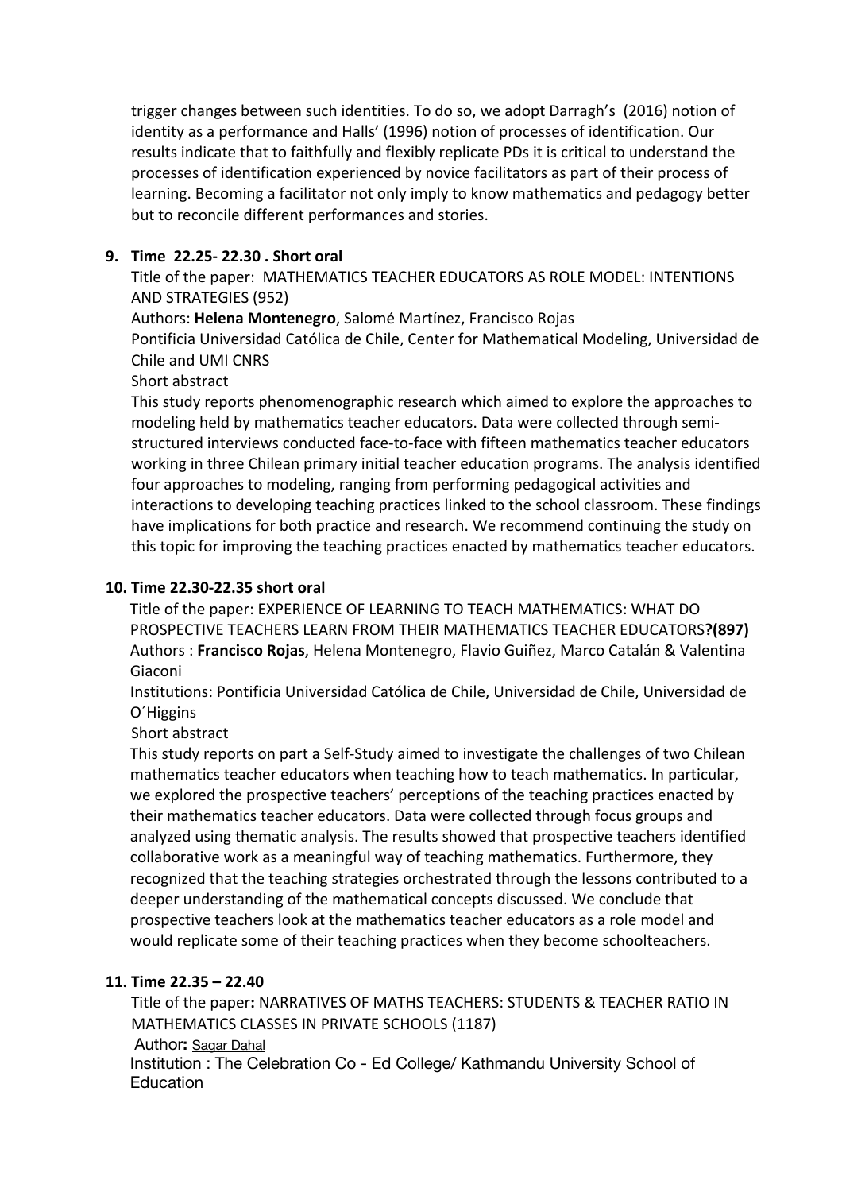trigger changes between such identities. To do so, we adopt Darragh's (2016) notion of identity as a performance and Halls' (1996) notion of processes of identification. Our results indicate that to faithfully and flexibly replicate PDs it is critical to understand the processes of identification experienced by novice facilitators as part of their process of learning. Becoming a facilitator not only imply to know mathematics and pedagogy better but to reconcile different performances and stories.

9. **Time 22.25- 22.30 . Short oral**

   Title of the paper: MATHEMATICS TEACHER EDUCATORS AS ROLE MODEL: INTENTIONS AND STRATEGIES (952)

   Authors: **Helena Montenegro**, Salomé Martínez, Francisco Rojas

   Pontificia Universidad Católica de Chile, Center for Mathematical Modeling, Universidad de Chile and UMI CNRS

   Short abstract

   This study reports phenomenographic research which aimed to explore the approaches to modeling held by mathematics teacher educators. Data were collected through semi-structured interviews conducted face-to-face with fifteen mathematics teacher educators working in three Chilean primary initial teacher education programs. The analysis identified four approaches to modeling, ranging from performing pedagogical activities and interactions to developing teaching practices linked to the school classroom. These findings have implications for both practice and research. We recommend continuing the study on this topic for improving the teaching practices enacted by mathematics teacher educators.

10. **Time 22.30-22.35 short oral**

    Title of the paper: EXPERIENCE OF LEARNING TO TEACH MATHEMATICS: WHAT DO PROSPECTIVE TEACHERS LEARN FROM THEIR MATHEMATICS TEACHER EDUCATORS**?(897)**

    Authors : **Francisco Rojas**, Helena Montenegro, Flavio Guiñez, Marco Catalán & Valentina Giaconi

    Institutions: Pontificia Universidad Católica de Chile, Universidad de Chile, Universidad de O´Higgins

    Short abstract

    This study reports on part a Self-Study aimed to investigate the challenges of two Chilean mathematics teacher educators when teaching how to teach mathematics. In particular, we explored the prospective teachers' perceptions of the teaching practices enacted by their mathematics teacher educators. Data were collected through focus groups and analyzed using thematic analysis. The results showed that prospective teachers identified collaborative work as a meaningful way of teaching mathematics. Furthermore, they recognized that the teaching strategies orchestrated through the lessons contributed to a deeper understanding of the mathematical concepts discussed. We conclude that prospective teachers look at the mathematics teacher educators as a role model and would replicate some of their teaching practices when they become schoolteachers.

11. **Time 22.35 – 22.40**

    Title of the paper**:** NARRATIVES OF MATHS TEACHERS: STUDENTS & TEACHER RATIO IN MATHEMATICS CLASSES IN PRIVATE SCHOOLS (1187)

    Author**:** Sagar Dahal

    Institution : The Celebration Co - Ed College/ Kathmandu University School of Education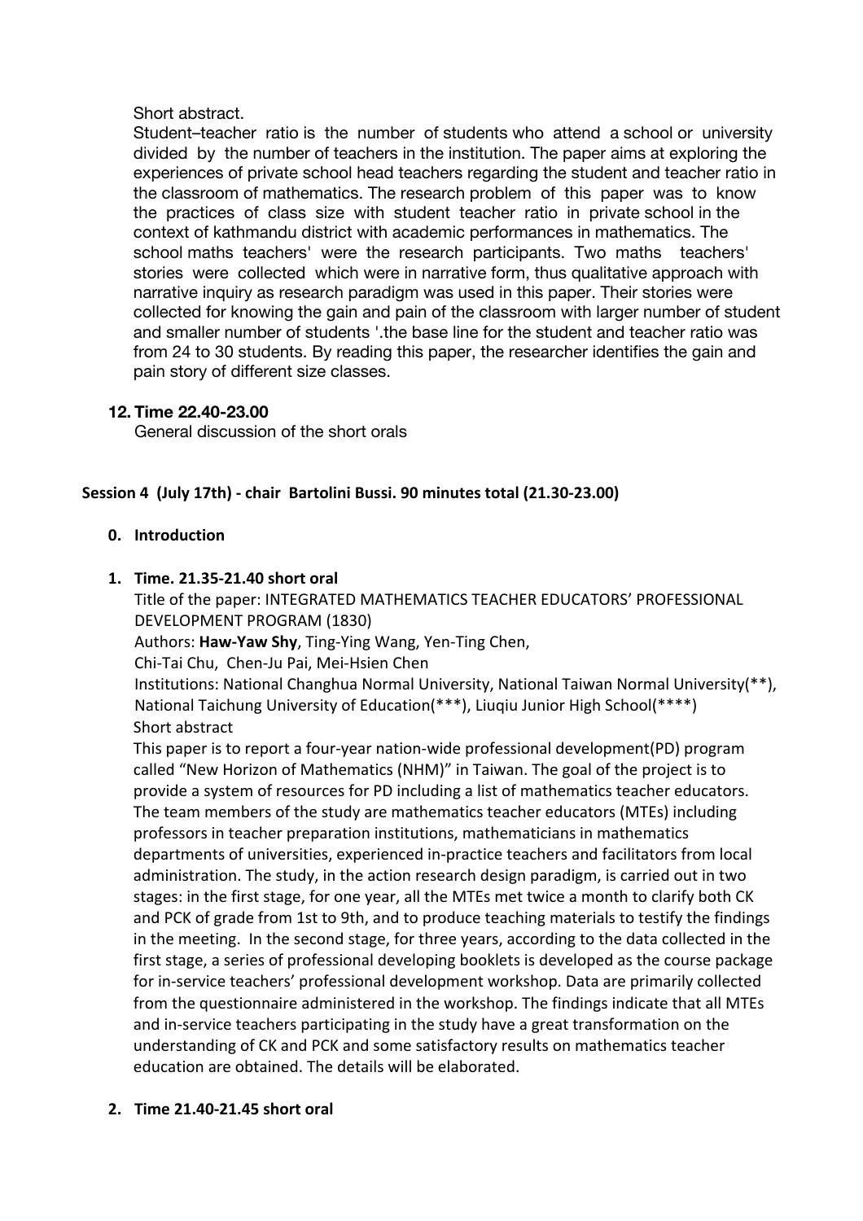Short abstract.

Student–teacher ratio is the number of students who attend a school or university divided by the number of teachers in the institution. The paper aims at exploring the experiences of private school head teachers regarding the student and teacher ratio in the classroom of mathematics. The research problem of this paper was to know the practices of class size with student teacher ratio in private school in the context of kathmandu district with academic performances in mathematics. The school maths teachers' were the research participants. Two maths teachers' stories were collected which were in narrative form, thus qualitative approach with narrative inquiry as research paradigm was used in this paper. Their stories were collected for knowing the gain and pain of the classroom with larger number of student and smaller number of students '.the base line for the student and teacher ratio was from 24 to 30 students. By reading this paper, the researcher identifies the gain and pain story of different size classes.

**12. Time 22.40-23.00**

General discussion of the short orals

**Session 4 (July 17th) - chair Bartolini Bussi. 90 minutes total (21.30-23.00)**

**0. Introduction**

**1. Time. 21.35-21.40 short oral**

Title of the paper: INTEGRATED MATHEMATICS TEACHER EDUCATORS' PROFESSIONAL DEVELOPMENT PROGRAM (1830)

Authors: **Haw-Yaw Shy**, Ting-Ying Wang, Yen-Ting Chen, Chi-Tai Chu, Chen-Ju Pai, Mei-Hsien Chen

Institutions: National Changhua Normal University, National Taiwan Normal University(**), National Taichung University of Education(***), Liuqiu Junior High School(****)

Short abstract

This paper is to report a four-year nation-wide professional development(PD) program called "New Horizon of Mathematics (NHM)" in Taiwan. The goal of the project is to provide a system of resources for PD including a list of mathematics teacher educators. The team members of the study are mathematics teacher educators (MTEs) including professors in teacher preparation institutions, mathematicians in mathematics departments of universities, experienced in-practice teachers and facilitators from local administration. The study, in the action research design paradigm, is carried out in two stages: in the first stage, for one year, all the MTEs met twice a month to clarify both CK and PCK of grade from 1st to 9th, and to produce teaching materials to testify the findings in the meeting. In the second stage, for three years, according to the data collected in the first stage, a series of professional developing booklets is developed as the course package for in-service teachers' professional development workshop. Data are primarily collected from the questionnaire administered in the workshop. The findings indicate that all MTEs and in-service teachers participating in the study have a great transformation on the understanding of CK and PCK and some satisfactory results on mathematics teacher education are obtained. The details will be elaborated.

**2. Time 21.40-21.45 short oral**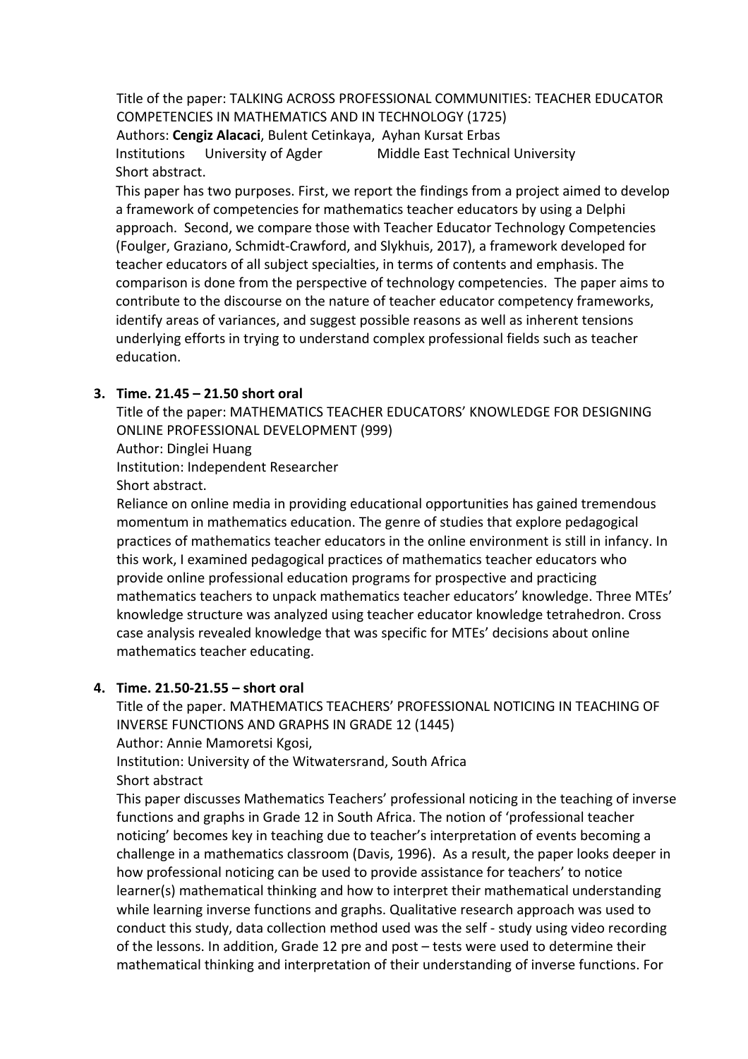Title of the paper: TALKING ACROSS PROFESSIONAL COMMUNITIES: TEACHER EDUCATOR COMPETENCIES IN MATHEMATICS AND IN TECHNOLOGY (1725)

Authors: **Cengiz Alacaci**, Bulent Cetinkaya, Ayhan Kursat Erbas

Institutions University of Agder Middle East Technical University

Short abstract.

This paper has two purposes. First, we report the findings from a project aimed to develop a framework of competencies for mathematics teacher educators by using a Delphi approach. Second, we compare those with Teacher Educator Technology Competencies (Foulger, Graziano, Schmidt-Crawford, and Slykhuis, 2017), a framework developed for teacher educators of all subject specialties, in terms of contents and emphasis. The comparison is done from the perspective of technology competencies. The paper aims to contribute to the discourse on the nature of teacher educator competency frameworks, identify areas of variances, and suggest possible reasons as well as inherent tensions underlying efforts in trying to understand complex professional fields such as teacher education.

3. **Time. 21.45 – 21.50 short oral**

   Title of the paper: MATHEMATICS TEACHER EDUCATORS' KNOWLEDGE FOR DESIGNING ONLINE PROFESSIONAL DEVELOPMENT (999)

   Author: Dinglei Huang

   Institution: Independent Researcher

   Short abstract.

   Reliance on online media in providing educational opportunities has gained tremendous momentum in mathematics education. The genre of studies that explore pedagogical practices of mathematics teacher educators in the online environment is still in infancy. In this work, I examined pedagogical practices of mathematics teacher educators who provide online professional education programs for prospective and practicing mathematics teachers to unpack mathematics teacher educators' knowledge. Three MTEs' knowledge structure was analyzed using teacher educator knowledge tetrahedron. Cross case analysis revealed knowledge that was specific for MTEs' decisions about online mathematics teacher educating.

4. **Time. 21.50-21.55 – short oral**

   Title of the paper. MATHEMATICS TEACHERS' PROFESSIONAL NOTICING IN TEACHING OF INVERSE FUNCTIONS AND GRAPHS IN GRADE 12 (1445)

   Author: Annie Mamoretsi Kgosi,

   Institution: University of the Witwatersrand, South Africa

   Short abstract

   This paper discusses Mathematics Teachers' professional noticing in the teaching of inverse functions and graphs in Grade 12 in South Africa. The notion of 'professional teacher noticing' becomes key in teaching due to teacher's interpretation of events becoming a challenge in a mathematics classroom (Davis, 1996). As a result, the paper looks deeper in how professional noticing can be used to provide assistance for teachers' to notice learner(s) mathematical thinking and how to interpret their mathematical understanding while learning inverse functions and graphs. Qualitative research approach was used to conduct this study, data collection method used was the self - study using video recording of the lessons. In addition, Grade 12 pre and post – tests were used to determine their mathematical thinking and interpretation of their understanding of inverse functions. For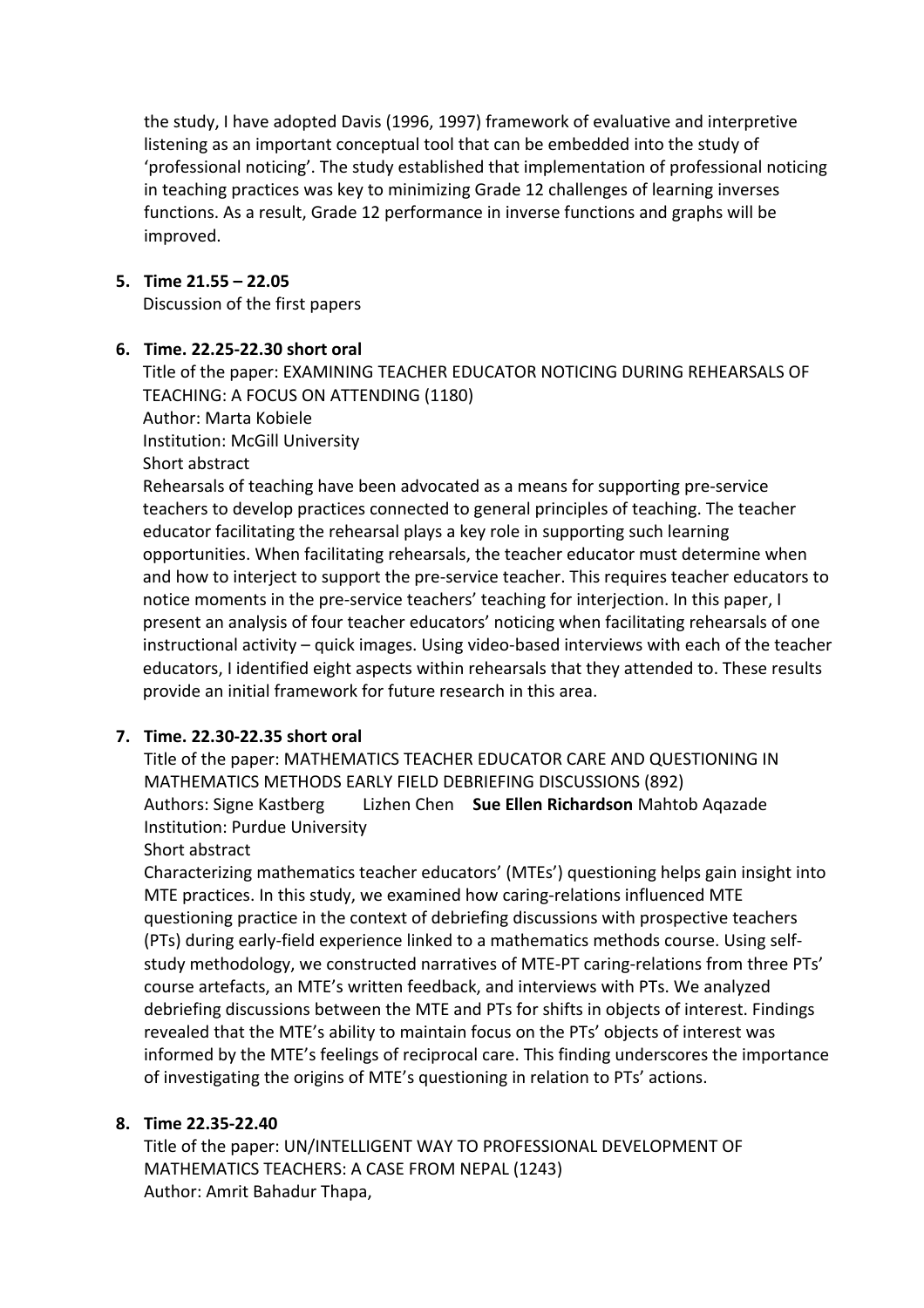the study, I have adopted Davis (1996, 1997) framework of evaluative and interpretive listening as an important conceptual tool that can be embedded into the study of 'professional noticing'. The study established that implementation of professional noticing in teaching practices was key to minimizing Grade 12 challenges of learning inverses functions. As a result, Grade 12 performance in inverse functions and graphs will be improved.

5. **Time 21.55 – 22.05**

   Discussion of the first papers

6. **Time. 22.25-22.30 short oral**

   Title of the paper: EXAMINING TEACHER EDUCATOR NOTICING DURING REHEARSALS OF TEACHING: A FOCUS ON ATTENDING (1180)

   Author: Marta Kobiele

   Institution: McGill University

   Short abstract

   Rehearsals of teaching have been advocated as a means for supporting pre-service teachers to develop practices connected to general principles of teaching. The teacher educator facilitating the rehearsal plays a key role in supporting such learning opportunities. When facilitating rehearsals, the teacher educator must determine when and how to interject to support the pre-service teacher. This requires teacher educators to notice moments in the pre-service teachers' teaching for interjection. In this paper, I present an analysis of four teacher educators' noticing when facilitating rehearsals of one instructional activity – quick images. Using video-based interviews with each of the teacher educators, I identified eight aspects within rehearsals that they attended to. These results provide an initial framework for future research in this area.

7. **Time. 22.30-22.35 short oral**

   Title of the paper: MATHEMATICS TEACHER EDUCATOR CARE AND QUESTIONING IN MATHEMATICS METHODS EARLY FIELD DEBRIEFING DISCUSSIONS (892)

   Authors: Signe Kastberg Lizhen Chen **Sue Ellen Richardson** Mahtob Aqazade

   Institution: Purdue University

   Short abstract

   Characterizing mathematics teacher educators' (MTEs') questioning helps gain insight into MTE practices. In this study, we examined how caring-relations influenced MTE questioning practice in the context of debriefing discussions with prospective teachers (PTs) during early-field experience linked to a mathematics methods course. Using self-study methodology, we constructed narratives of MTE-PT caring-relations from three PTs' course artefacts, an MTE's written feedback, and interviews with PTs. We analyzed debriefing discussions between the MTE and PTs for shifts in objects of interest. Findings revealed that the MTE's ability to maintain focus on the PTs' objects of interest was informed by the MTE's feelings of reciprocal care. This finding underscores the importance of investigating the origins of MTE's questioning in relation to PTs' actions.

8. **Time 22.35-22.40**

   Title of the paper: UN/INTELLIGENT WAY TO PROFESSIONAL DEVELOPMENT OF MATHEMATICS TEACHERS: A CASE FROM NEPAL (1243)

   Author: Amrit Bahadur Thapa,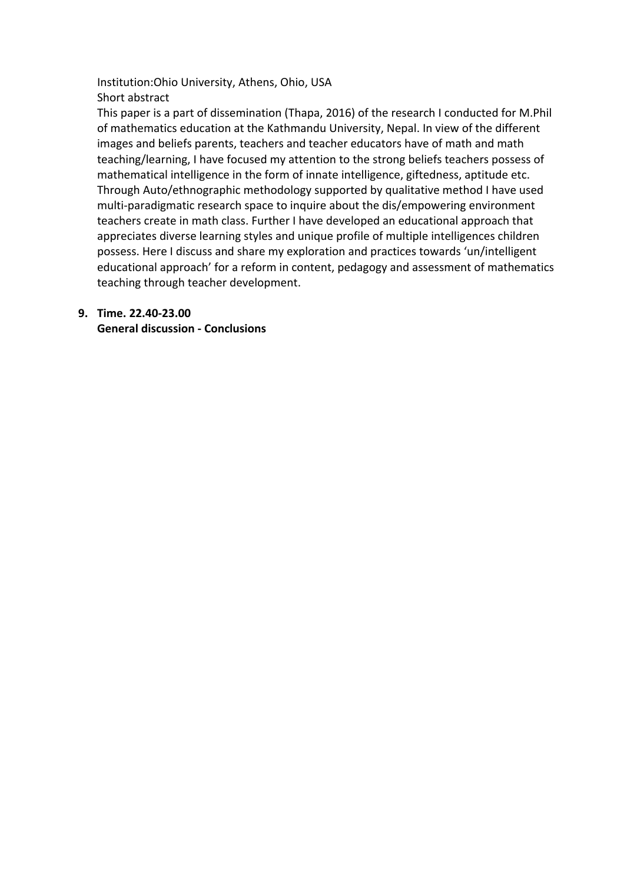Institution:Ohio University, Athens, Ohio, USA

Short abstract

This paper is a part of dissemination (Thapa, 2016) of the research I conducted for M.Phil of mathematics education at the Kathmandu University, Nepal. In view of the different images and beliefs parents, teachers and teacher educators have of math and math teaching/learning, I have focused my attention to the strong beliefs teachers possess of mathematical intelligence in the form of innate intelligence, giftedness, aptitude etc. Through Auto/ethnographic methodology supported by qualitative method I have used multi-paradigmatic research space to inquire about the dis/empowering environment teachers create in math class. Further I have developed an educational approach that appreciates diverse learning styles and unique profile of multiple intelligences children possess. Here I discuss and share my exploration and practices towards 'un/intelligent educational approach' for a reform in content, pedagogy and assessment of mathematics teaching through teacher development.

9. **Time. 22.40-23.00**
   **General discussion - Conclusions**